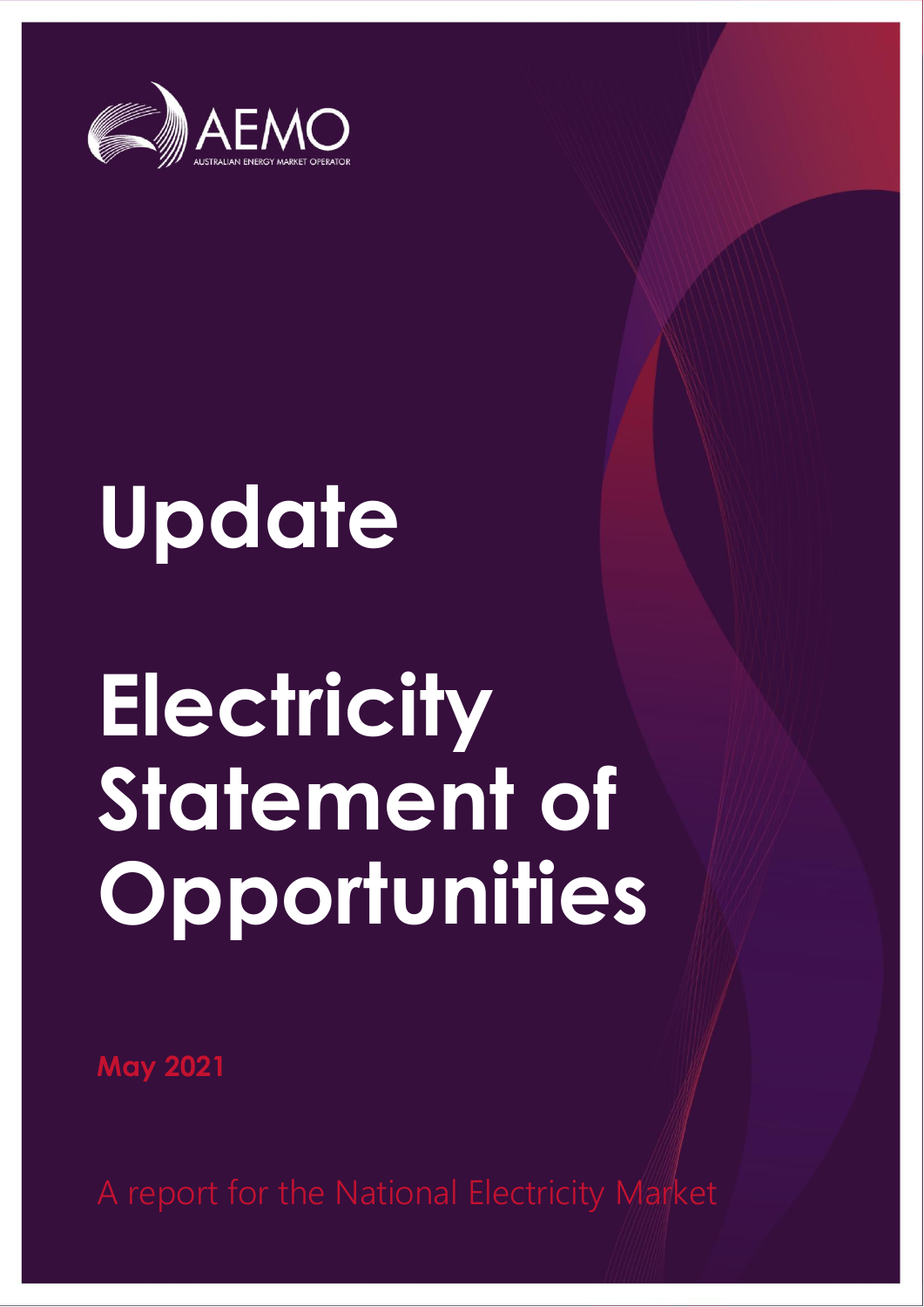AEMO

AUSTRALIAN ENERGY MARKET OPERATOR

# Update

# Electricity Statement of Opportunities

**May 2021**

A report for the National Electricity Market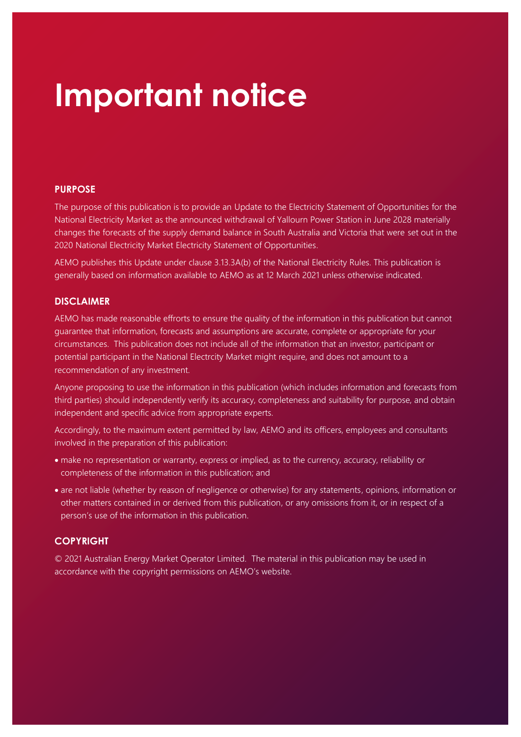# Important notice

## PURPOSE

The purpose of this publication is to provide an Update to the Electricity Statement of Opportunities for the National Electricity Market as the announced withdrawal of Yallourn Power Station in June 2028 materially changes the forecasts of the supply demand balance in South Australia and Victoria that were set out in the 2020 National Electricity Market Electricity Statement of Opportunities.

AEMO publishes this Update under clause 3.13.3A(b) of the National Electricity Rules. This publication is generally based on information available to AEMO as at 12 March 2021 unless otherwise indicated.

## DISCLAIMER

AEMO has made reasonable effrots to ensure the quality of the information in this publication but cannot guarantee that information, forecasts and assumptions are accurate, complete or appropriate for your circumstances. This publication does not include all of the information that an investor, participant or potential participant in the National Electrcity Market might require, and does not amount to a recommendation of any investment.

Anyone proposing to use the information in this publication (which includes information and forecasts from third parties) should independently verify its accuracy, completeness and suitability for purpose, and obtain independent and specific advice from appropriate experts.

Accordingly, to the maximum extent permitted by law, AEMO and its officers, employees and consultants involved in the preparation of this publication:

- make no representation or warranty, express or implied, as to the currency, accuracy, reliability or completeness of the information in this publication; and
- are not liable (whether by reason of negligence or otherwise) for any statements, opinions, information or other matters contained in or derived from this publication, or any omissions from it, or in respect of a person's use of the information in this publication.

## COPYRIGHT

© 2021 Australian Energy Market Operator Limited. The material in this publication may be used in accordance with the copyright permissions on AEMO's website.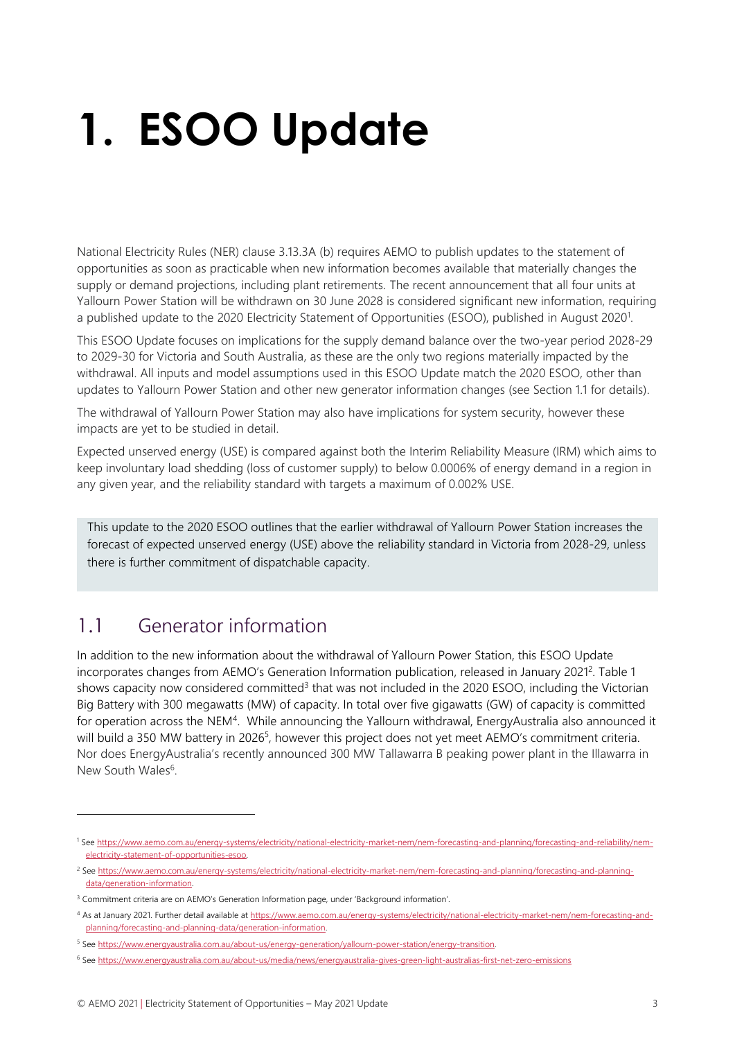# 1. ESOO Update

National Electricity Rules (NER) clause 3.13.3A (b) requires AEMO to publish updates to the statement of opportunities as soon as practicable when new information becomes available that materially changes the supply or demand projections, including plant retirements. The recent announcement that all four units at Yallourn Power Station will be withdrawn on 30 June 2028 is considered significant new information, requiring a published update to the 2020 Electricity Statement of Opportunities (ESOO), published in August 2020[1].

This ESOO Update focuses on implications for the supply demand balance over the two-year period 2028-29 to 2029-30 for Victoria and South Australia, as these are the only two regions materially impacted by the withdrawal. All inputs and model assumptions used in this ESOO Update match the 2020 ESOO, other than updates to Yallourn Power Station and other new generator information changes (see Section 1.1 for details).

The withdrawal of Yallourn Power Station may also have implications for system security, however these impacts are yet to be studied in detail.

Expected unserved energy (USE) is compared against both the Interim Reliability Measure (IRM) which aims to keep involuntary load shedding (loss of customer supply) to below 0.0006% of energy demand in a region in any given year, and the reliability standard with targets a maximum of 0.002% USE.

> This update to the 2020 ESOO outlines that the earlier withdrawal of Yallourn Power Station increases the forecast of expected unserved energy (USE) above the reliability standard in Victoria from 2028-29, unless there is further commitment of dispatchable capacity.

## 1.1 Generator information

In addition to the new information about the withdrawal of Yallourn Power Station, this ESOO Update incorporates changes from AEMO's Generation Information publication, released in January 2021[2]. Table 1 shows capacity now considered committed[3] that was not included in the 2020 ESOO, including the Victorian Big Battery with 300 megawatts (MW) of capacity. In total over five gigawatts (GW) of capacity is committed for operation across the NEM[4]. While announcing the Yallourn withdrawal, EnergyAustralia also announced it will build a 350 MW battery in 2026[5], however this project does not yet meet AEMO's commitment criteria. Nor does EnergyAustralia's recently announced 300 MW Tallawarra B peaking power plant in the Illawarra in New South Wales[6].

---

[1] See https://www.aemo.com.au/energy-systems/electricity/national-electricity-market-nem/nem-forecasting-and-planning/forecasting-and-reliability/nem-electricity-statement-of-opportunities-esoo.

[2] See https://www.aemo.com.au/energy-systems/electricity/national-electricity-market-nem/nem-forecasting-and-planning/forecasting-and-planning-data/generation-information.

[3] Commitment criteria are on AEMO's Generation Information page, under 'Background information'.

[4] As at January 2021. Further detail available at https://www.aemo.com.au/energy-systems/electricity/national-electricity-market-nem/nem-forecasting-and-planning/forecasting-and-planning-data/generation-information.

[5] See https://www.energyaustralia.com.au/about-us/energy-generation/yallourn-power-station/energy-transition.

[6] See https://www.energyaustralia.com.au/about-us/media/news/energyaustralia-gives-green-light-australias-first-net-zero-emissions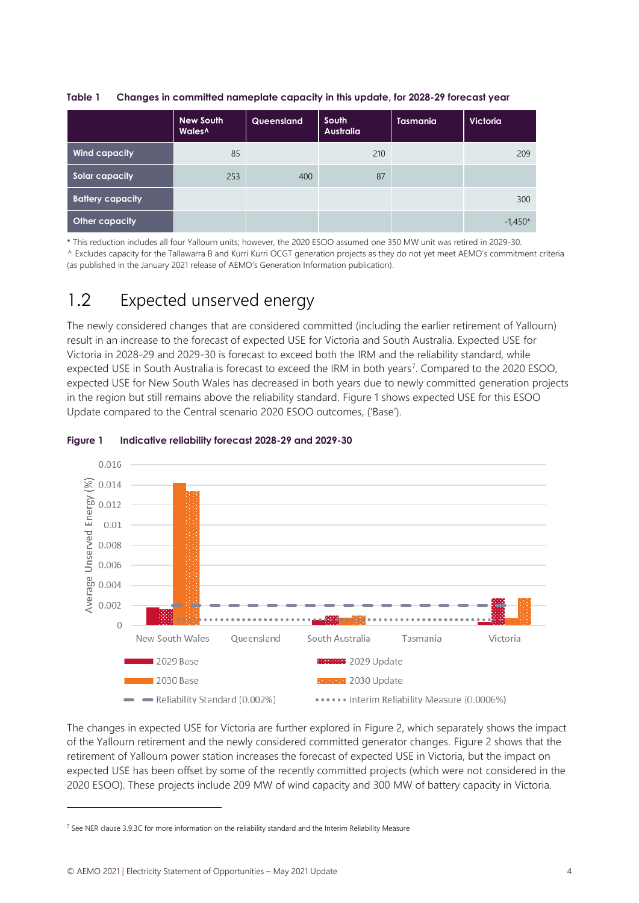**Table 1 Changes in committed nameplate capacity in this update, for 2028-29 forecast year**

| | New South Wales^ | Queensland | South Australia | Tasmania | Victoria |
|---|---|---|---|---|---|
| Wind capacity | 85 | | 210 | | 209 |
| Solar capacity | 253 | 400 | 87 | | |
| Battery capacity | | | | | 300 |
| Other capacity | | | | | -1,450* |

* This reduction includes all four Yallourn units; however, the 2020 ESOO assumed one 350 MW unit was retired in 2029-30.
^ Excludes capacity for the Tallawarra B and Kurri Kurri OCGT generation projects as they do not yet meet AEMO's commitment criteria (as published in the January 2021 release of AEMO's Generation Information publication).

## 1.2 Expected unserved energy

The newly considered changes that are considered committed (including the earlier retirement of Yallourn) result in an increase to the forecast of expected USE for Victoria and South Australia. Expected USE for Victoria in 2028-29 and 2029-30 is forecast to exceed both the IRM and the reliability standard, while expected USE in South Australia is forecast to exceed the IRM in both years[7]. Compared to the 2020 ESOO, expected USE for New South Wales has decreased in both years due to newly committed generation projects in the region but still remains above the reliability standard. Figure 1 shows expected USE for this ESOO Update compared to the Central scenario 2020 ESOO outcomes, ('Base').

**Figure 1 Indicative reliability forecast 2028-29 and 2029-30**

Average Unserved Energy (%)
0.016
0.014
0.012
0.01
0.008
0.006
0.004
0.002
0
New South Wales
Queensland
South Australia
Tasmania
Victoria
2029 Base
2029 Update
2030 Base
2030 Update
Reliability Standard (0.002%)
Interim Reliability Measure (0.0006%)

The changes in expected USE for Victoria are further explored in Figure 2, which separately shows the impact of the Yallourn retirement and the newly considered committed generator changes. Figure 2 shows that the retirement of Yallourn power station increases the forecast of expected USE in Victoria, but the impact on expected USE has been offset by some of the recently committed projects (which were not considered in the 2020 ESOO). These projects include 209 MW of wind capacity and 300 MW of battery capacity in Victoria.

---

[7] See NER clause 3.9.3C for more information on the reliability standard and the Interim Reliability Measure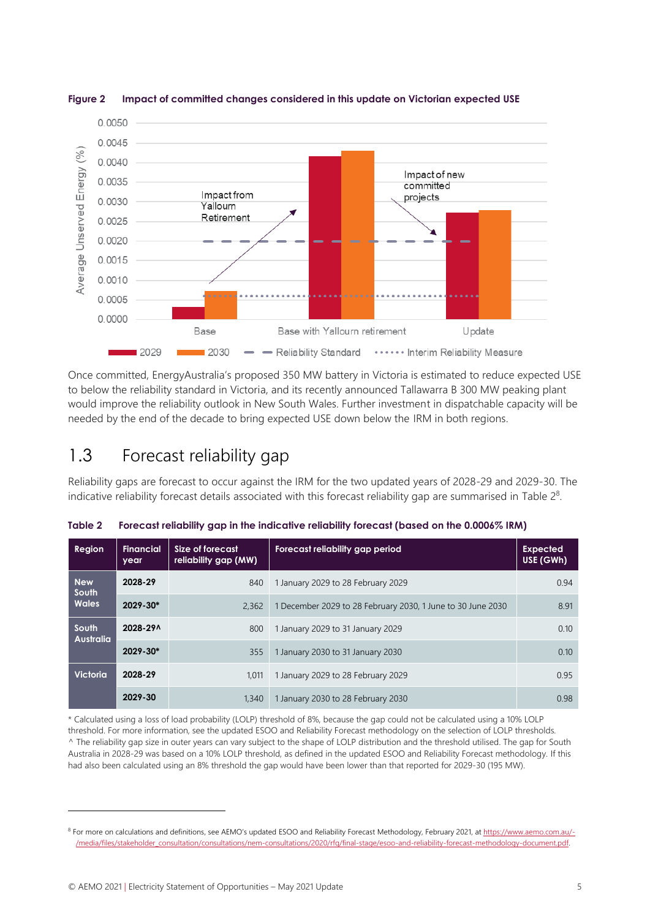**Figure 2 Impact of committed changes considered in this update on Victorian expected USE**

0.0050
0.0045
0.0040
0.0035
0.0030
0.0025
0.0020
0.0015
0.0010
0.0005
0.0000

Average Unserved Energy (%)

Impact from Yallourn Retirement

Impact of new committed projects

Base
Base with Yallourn retirement
Update

2029 2030 Reliability Standard Interim Reliability Measure

Once committed, EnergyAustralia's proposed 350 MW battery in Victoria is estimated to reduce expected USE to below the reliability standard in Victoria, and its recently announced Tallawarra B 300 MW peaking plant would improve the reliability outlook in New South Wales. Further investment in dispatchable capacity will be needed by the end of the decade to bring expected USE down below the IRM in both regions.

## 1.3 Forecast reliability gap

Reliability gaps are forecast to occur against the IRM for the two updated years of 2028-29 and 2029-30. The indicative reliability forecast details associated with this forecast reliability gap are summarised in Table 2[8].

**Table 2 Forecast reliability gap in the indicative reliability forecast (based on the 0.0006% IRM)**

| Region | Financial year | Size of forecast reliability gap (MW) | Forecast reliability gap period | Expected USE (GWh) |
|---|---|---|---|---|
| New South Wales | 2028-29 | 840 | 1 January 2029 to 28 February 2029 | 0.94 |
| | 2029-30* | 2,362 | 1 December 2029 to 28 February 2030, 1 June to 30 June 2030 | 8.91 |
| South Australia | 2028-29^ | 800 | 1 January 2029 to 31 January 2029 | 0.10 |
| | 2029-30* | 355 | 1 January 2030 to 31 January 2030 | 0.10 |
| Victoria | 2028-29 | 1,011 | 1 January 2029 to 28 February 2029 | 0.95 |
| | 2029-30 | 1,340 | 1 January 2030 to 28 February 2030 | 0.98 |

\* Calculated using a loss of load probability (LOLP) threshold of 8%, because the gap could not be calculated using a 10% LOLP threshold. For more information, see the updated ESOO and Reliability Forecast methodology on the selection of LOLP thresholds.
^ The reliability gap size in outer years can vary subject to the shape of LOLP distribution and the threshold utilised. The gap for South Australia in 2028-29 was based on a 10% LOLP threshold, as defined in the updated ESOO and Reliability Forecast methodology. If this had also been calculated using an 8% threshold the gap would have been lower than that reported for 2029-30 (195 MW).

[8] For more on calculations and definitions, see AEMO's updated ESOO and Reliability Forecast Methodology, February 2021, at https://www.aemo.com.au/-/media/files/stakeholder_consultation/consultations/nem-consultations/2020/rfg/final-stage/esoo-and-reliability-forecast-methodology-document.pdf.